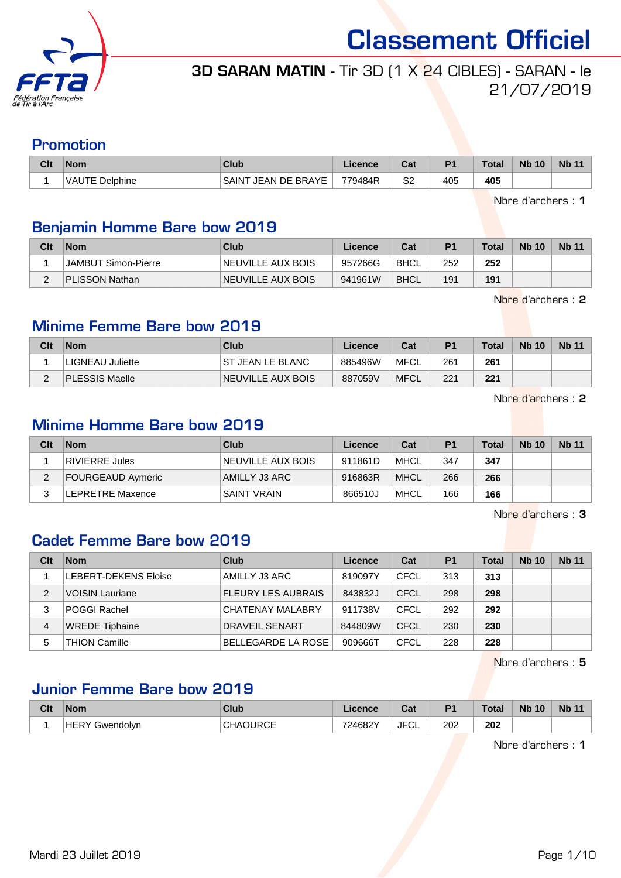# Classement Officiel

**3D SARAN MATIN** - Tir 3D (1 X 24 CIBLES) - SARAN - le 21/07/2019

## Promotion

| Clt | Nom | Club | Licence | Cat | P1 | Total | Nb 10 | Nb 11 |
|---|---|---|---|---|---|---|---|---|
| 1 | VAUTE Delphine | SAINT JEAN DE BRAYE | 779484R | S2 | 405 | **405** | | |

Nbre d'archers : **1**

## Benjamin Homme Bare bow 2019

| Clt | Nom | Club | Licence | Cat | P1 | Total | Nb 10 | Nb 11 |
|---|---|---|---|---|---|---|---|---|
| 1 | JAMBUT Simon-Pierre | NEUVILLE AUX BOIS | 957266G | BHCL | 252 | **252** | | |
| 2 | PLISSON Nathan | NEUVILLE AUX BOIS | 941961W | BHCL | 191 | **191** | | |

Nbre d'archers : **2**

## Minime Femme Bare bow 2019

| Clt | Nom | Club | Licence | Cat | P1 | Total | Nb 10 | Nb 11 |
|---|---|---|---|---|---|---|---|---|
| 1 | LIGNEAU Juliette | ST JEAN LE BLANC | 885496W | MFCL | 261 | **261** | | |
| 2 | PLESSIS Maelle | NEUVILLE AUX BOIS | 887059V | MFCL | 221 | **221** | | |

Nbre d'archers : **2**

## Minime Homme Bare bow 2019

| Clt | Nom | Club | Licence | Cat | P1 | Total | Nb 10 | Nb 11 |
|---|---|---|---|---|---|---|---|---|
| 1 | RIVIERRE Jules | NEUVILLE AUX BOIS | 911861D | MHCL | 347 | **347** | | |
| 2 | FOURGEAUD Aymeric | AMILLY J3 ARC | 916863R | MHCL | 266 | **266** | | |
| 3 | LEPRETRE Maxence | SAINT VRAIN | 866510J | MHCL | 166 | **166** | | |

Nbre d'archers : **3**

## Cadet Femme Bare bow 2019

| Clt | Nom | Club | Licence | Cat | P1 | Total | Nb 10 | Nb 11 |
|---|---|---|---|---|---|---|---|---|
| 1 | LEBERT-DEKENS Eloise | AMILLY J3 ARC | 819097Y | CFCL | 313 | **313** | | |
| 2 | VOISIN Lauriane | FLEURY LES AUBRAIS | 843832J | CFCL | 298 | **298** | | |
| 3 | POGGI Rachel | CHATENAY MALABRY | 911738V | CFCL | 292 | **292** | | |
| 4 | WREDE Tiphaine | DRAVEIL SENART | 844809W | CFCL | 230 | **230** | | |
| 5 | THION Camille | BELLEGARDE LA ROSE | 909666T | CFCL | 228 | **228** | | |

Nbre d'archers : **5**

## Junior Femme Bare bow 2019

| Clt | Nom | Club | Licence | Cat | P1 | Total | Nb 10 | Nb 11 |
|---|---|---|---|---|---|---|---|---|
| 1 | HERY Gwendolyn | CHAOURCE | 724682Y | JFCL | 202 | **202** | | |

Nbre d'archers : **1**

Mardi 23 Juillet 2019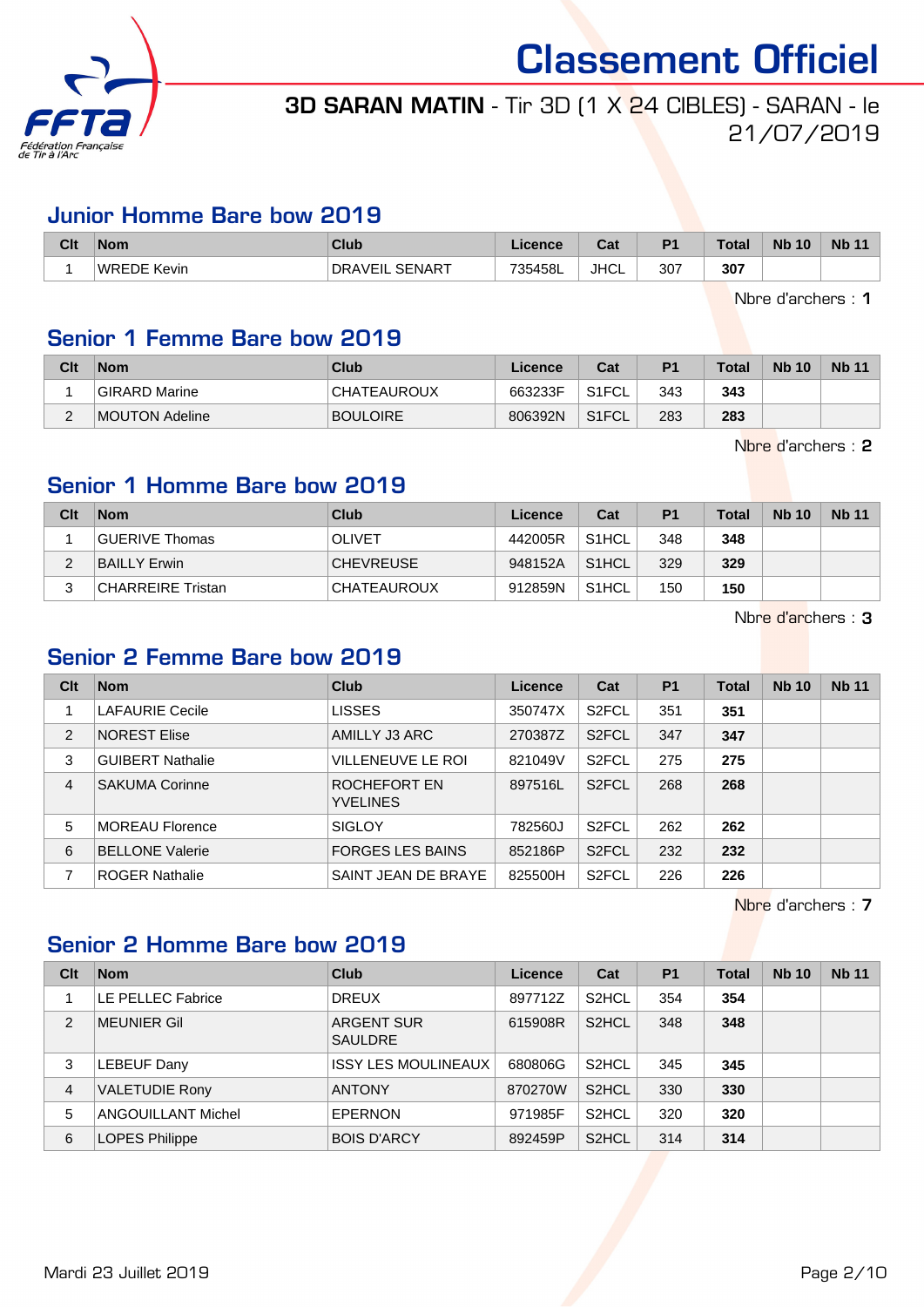# Classement Officiel

**3D SARAN MATIN** - Tir 3D (1 X 24 CIBLES) - SARAN - le 21/07/2019

## Junior Homme Bare bow 2019

| Clt | Nom | Club | Licence | Cat | P1 | Total | Nb 10 | Nb 11 |
|---|---|---|---|---|---|---|---|---|
| 1 | WREDE Kevin | DRAVEIL SENART | 735458L | JHCL | 307 | **307** | | |

Nbre d'archers : **1**

## Senior 1 Femme Bare bow 2019

| Clt | Nom | Club | Licence | Cat | P1 | Total | Nb 10 | Nb 11 |
|---|---|---|---|---|---|---|---|---|
| 1 | GIRARD Marine | CHATEAUROUX | 663233F | S1FCL | 343 | **343** | | |
| 2 | MOUTON Adeline | BOULOIRE | 806392N | S1FCL | 283 | **283** | | |

Nbre d'archers : **2**

## Senior 1 Homme Bare bow 2019

| Clt | Nom | Club | Licence | Cat | P1 | Total | Nb 10 | Nb 11 |
|---|---|---|---|---|---|---|---|---|
| 1 | GUERIVE Thomas | OLIVET | 442005R | S1HCL | 348 | **348** | | |
| 2 | BAILLY Erwin | CHEVREUSE | 948152A | S1HCL | 329 | **329** | | |
| 3 | CHARREIRE Tristan | CHATEAUROUX | 912859N | S1HCL | 150 | **150** | | |

Nbre d'archers : **3**

## Senior 2 Femme Bare bow 2019

| Clt | Nom | Club | Licence | Cat | P1 | Total | Nb 10 | Nb 11 |
|---|---|---|---|---|---|---|---|---|
| 1 | LAFAURIE Cecile | LISSES | 350747X | S2FCL | 351 | **351** | | |
| 2 | NOREST Elise | AMILLY J3 ARC | 270387Z | S2FCL | 347 | **347** | | |
| 3 | GUIBERT Nathalie | VILLENEUVE LE ROI | 821049V | S2FCL | 275 | **275** | | |
| 4 | SAKUMA Corinne | ROCHEFORT EN YVELINES | 897516L | S2FCL | 268 | **268** | | |
| 5 | MOREAU Florence | SIGLOY | 782560J | S2FCL | 262 | **262** | | |
| 6 | BELLONE Valerie | FORGES LES BAINS | 852186P | S2FCL | 232 | **232** | | |
| 7 | ROGER Nathalie | SAINT JEAN DE BRAYE | 825500H | S2FCL | 226 | **226** | | |

Nbre d'archers : **7**

## Senior 2 Homme Bare bow 2019

| Clt | Nom | Club | Licence | Cat | P1 | Total | Nb 10 | Nb 11 |
|---|---|---|---|---|---|---|---|---|
| 1 | LE PELLEC Fabrice | DREUX | 897712Z | S2HCL | 354 | **354** | | |
| 2 | MEUNIER Gil | ARGENT SUR SAULDRE | 615908R | S2HCL | 348 | **348** | | |
| 3 | LEBEUF Dany | ISSY LES MOULINEAUX | 680806G | S2HCL | 345 | **345** | | |
| 4 | VALETUDIE Rony | ANTONY | 870270W | S2HCL | 330 | **330** | | |
| 5 | ANGOUILLANT Michel | EPERNON | 971985F | S2HCL | 320 | **320** | | |
| 6 | LOPES Philippe | BOIS D'ARCY | 892459P | S2HCL | 314 | **314** | | |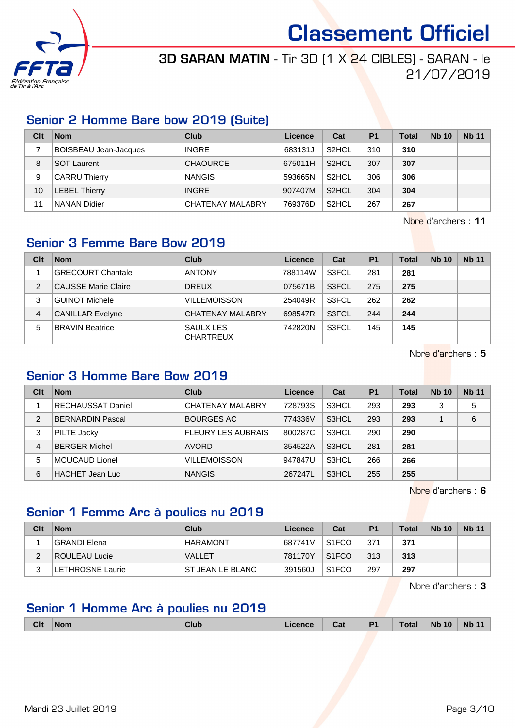# Classement Officiel

**3D SARAN MATIN** - Tir 3D (1 X 24 CIBLES) - SARAN - le 21/07/2019

## Senior 2 Homme Bare bow 2019 (Suite)

| Clt | Nom | Club | Licence | Cat | P1 | Total | Nb 10 | Nb 11 |
|---|---|---|---|---|---|---|---|---|
| 7 | BOISBEAU Jean-Jacques | INGRE | 683131J | S2HCL | 310 | **310** | | |
| 8 | SOT Laurent | CHAOURCE | 675011H | S2HCL | 307 | **307** | | |
| 9 | CARRU Thierry | NANGIS | 593665N | S2HCL | 306 | **306** | | |
| 10 | LEBEL Thierry | INGRE | 907407M | S2HCL | 304 | **304** | | |
| 11 | NANAN Didier | CHATENAY MALABRY | 769376D | S2HCL | 267 | **267** | | |

Nbre d'archers : **11**

## Senior 3 Femme Bare Bow 2019

| Clt | Nom | Club | Licence | Cat | P1 | Total | Nb 10 | Nb 11 |
|---|---|---|---|---|---|---|---|---|
| 1 | GRECOURT Chantale | ANTONY | 788114W | S3FCL | 281 | **281** | | |
| 2 | CAUSSE Marie Claire | DREUX | 075671B | S3FCL | 275 | **275** | | |
| 3 | GUINOT Michele | VILLEMOISSON | 254049R | S3FCL | 262 | **262** | | |
| 4 | CANILLAR Evelyne | CHATENAY MALABRY | 698547R | S3FCL | 244 | **244** | | |
| 5 | BRAVIN Beatrice | SAULX LES CHARTREUX | 742820N | S3FCL | 145 | **145** | | |

Nbre d'archers : **5**

## Senior 3 Homme Bare Bow 2019

| Clt | Nom | Club | Licence | Cat | P1 | Total | Nb 10 | Nb 11 |
|---|---|---|---|---|---|---|---|---|
| 1 | RECHAUSSAT Daniel | CHATENAY MALABRY | 728793S | S3HCL | 293 | **293** | 3 | 5 |
| 2 | BERNARDIN Pascal | BOURGES AC | 774336V | S3HCL | 293 | **293** | 1 | 6 |
| 3 | PILTE Jacky | FLEURY LES AUBRAIS | 800287C | S3HCL | 290 | **290** | | |
| 4 | BERGER Michel | AVORD | 354522A | S3HCL | 281 | **281** | | |
| 5 | MOUCAUD Lionel | VILLEMOISSON | 947847U | S3HCL | 266 | **266** | | |
| 6 | HACHET Jean Luc | NANGIS | 267247L | S3HCL | 255 | **255** | | |

Nbre d'archers : **6**

## Senior 1 Femme Arc à poulies nu 2019

| Clt | Nom | Club | Licence | Cat | P1 | Total | Nb 10 | Nb 11 |
|---|---|---|---|---|---|---|---|---|
| 1 | GRANDI Elena | HARAMONT | 687741V | S1FCO | 371 | **371** | | |
| 2 | ROULEAU Lucie | VALLET | 781170Y | S1FCO | 313 | **313** | | |
| 3 | LETHROSNE Laurie | ST JEAN LE BLANC | 391560J | S1FCO | 297 | **297** | | |

Nbre d'archers : **3**

## Senior 1 Homme Arc à poulies nu 2019

| Clt | Nom | Club | Licence | Cat | P1 | Total | Nb 10 | Nb 11 |
|---|---|---|---|---|---|---|---|---|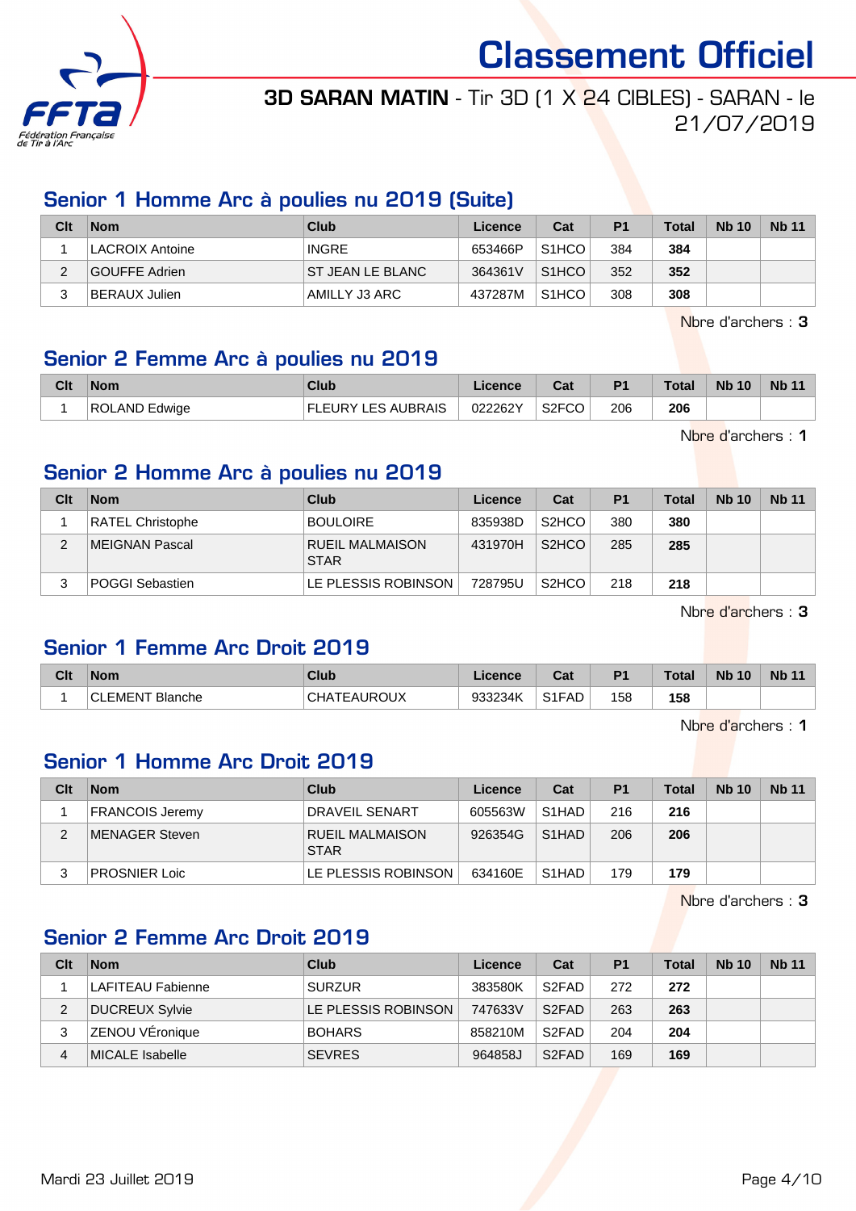# Classement Officiel

**3D SARAN MATIN** - Tir 3D (1 X 24 CIBLES) - SARAN - le 21/07/2019

## Senior 1 Homme Arc à poulies nu 2019 (Suite)

| Clt | Nom | Club | Licence | Cat | P1 | Total | Nb 10 | Nb 11 |
|---|---|---|---|---|---|---|---|---|
| 1 | LACROIX Antoine | INGRE | 653466P | S1HCO | 384 | **384** | | |
| 2 | GOUFFE Adrien | ST JEAN LE BLANC | 364361V | S1HCO | 352 | **352** | | |
| 3 | BERAUX Julien | AMILLY J3 ARC | 437287M | S1HCO | 308 | **308** | | |

Nbre d'archers : **3**

## Senior 2 Femme Arc à poulies nu 2019

| Clt | Nom | Club | Licence | Cat | P1 | Total | Nb 10 | Nb 11 |
|---|---|---|---|---|---|---|---|---|
| 1 | ROLAND Edwige | FLEURY LES AUBRAIS | 022262Y | S2FCO | 206 | **206** | | |

Nbre d'archers : **1**

## Senior 2 Homme Arc à poulies nu 2019

| Clt | Nom | Club | Licence | Cat | P1 | Total | Nb 10 | Nb 11 |
|---|---|---|---|---|---|---|---|---|
| 1 | RATEL Christophe | BOULOIRE | 835938D | S2HCO | 380 | **380** | | |
| 2 | MEIGNAN Pascal | RUEIL MALMAISON STAR | 431970H | S2HCO | 285 | **285** | | |
| 3 | POGGI Sebastien | LE PLESSIS ROBINSON | 728795U | S2HCO | 218 | **218** | | |

Nbre d'archers : **3**

## Senior 1 Femme Arc Droit 2019

| Clt | Nom | Club | Licence | Cat | P1 | Total | Nb 10 | Nb 11 |
|---|---|---|---|---|---|---|---|---|
| 1 | CLEMENT Blanche | CHATEAUROUX | 933234K | S1FAD | 158 | **158** | | |

Nbre d'archers : **1**

## Senior 1 Homme Arc Droit 2019

| Clt | Nom | Club | Licence | Cat | P1 | Total | Nb 10 | Nb 11 |
|---|---|---|---|---|---|---|---|---|
| 1 | FRANCOIS Jeremy | DRAVEIL SENART | 605563W | S1HAD | 216 | **216** | | |
| 2 | MENAGER Steven | RUEIL MALMAISON STAR | 926354G | S1HAD | 206 | **206** | | |
| 3 | PROSNIER Loic | LE PLESSIS ROBINSON | 634160E | S1HAD | 179 | **179** | | |

Nbre d'archers : **3**

## Senior 2 Femme Arc Droit 2019

| Clt | Nom | Club | Licence | Cat | P1 | Total | Nb 10 | Nb 11 |
|---|---|---|---|---|---|---|---|---|
| 1 | LAFITEAU Fabienne | SURZUR | 383580K | S2FAD | 272 | **272** | | |
| 2 | DUCREUX Sylvie | LE PLESSIS ROBINSON | 747633V | S2FAD | 263 | **263** | | |
| 3 | ZENOU VÉronique | BOHARS | 858210M | S2FAD | 204 | **204** | | |
| 4 | MICALE Isabelle | SEVRES | 964858J | S2FAD | 169 | **169** | | |

Mardi 23 Juillet 2019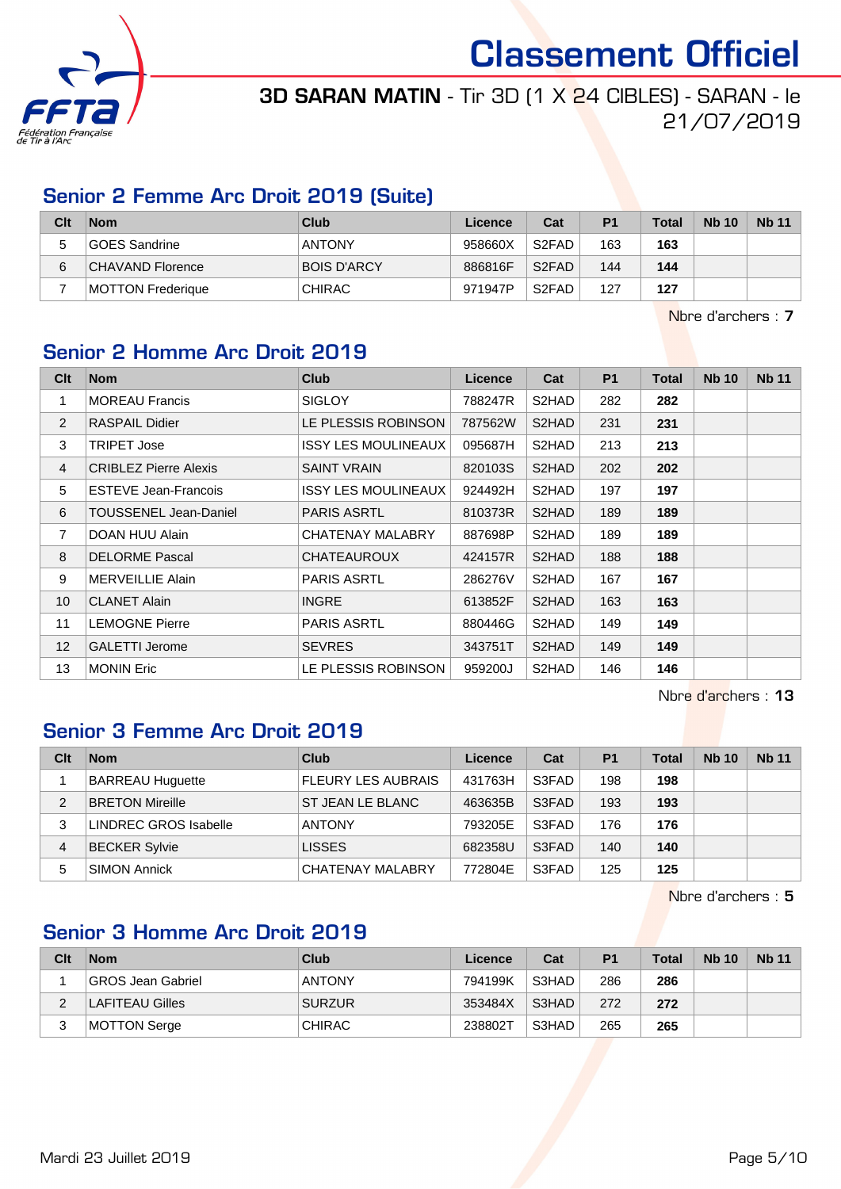# Classement Officiel

**3D SARAN MATIN** - Tir 3D (1 X 24 CIBLES) - SARAN - le 21/07/2019

## Senior 2 Femme Arc Droit 2019 (Suite)

| Clt | Nom | Club | Licence | Cat | P1 | Total | Nb 10 | Nb 11 |
|---|---|---|---|---|---|---|---|---|
| 5 | GOES Sandrine | ANTONY | 958660X | S2FAD | 163 | **163** | | |
| 6 | CHAVAND Florence | BOIS D'ARCY | 886816F | S2FAD | 144 | **144** | | |
| 7 | MOTTON Frederique | CHIRAC | 971947P | S2FAD | 127 | **127** | | |

Nbre d'archers : **7**

## Senior 2 Homme Arc Droit 2019

| Clt | Nom | Club | Licence | Cat | P1 | Total | Nb 10 | Nb 11 |
|---|---|---|---|---|---|---|---|---|
| 1 | MOREAU Francis | SIGLOY | 788247R | S2HAD | 282 | **282** | | |
| 2 | RASPAIL Didier | LE PLESSIS ROBINSON | 787562W | S2HAD | 231 | **231** | | |
| 3 | TRIPET Jose | ISSY LES MOULINEAUX | 095687H | S2HAD | 213 | **213** | | |
| 4 | CRIBLEZ Pierre Alexis | SAINT VRAIN | 820103S | S2HAD | 202 | **202** | | |
| 5 | ESTEVE Jean-Francois | ISSY LES MOULINEAUX | 924492H | S2HAD | 197 | **197** | | |
| 6 | TOUSSENEL Jean-Daniel | PARIS ASRTL | 810373R | S2HAD | 189 | **189** | | |
| 7 | DOAN HUU Alain | CHATENAY MALABRY | 887698P | S2HAD | 189 | **189** | | |
| 8 | DELORME Pascal | CHATEAUROUX | 424157R | S2HAD | 188 | **188** | | |
| 9 | MERVEILLIE Alain | PARIS ASRTL | 286276V | S2HAD | 167 | **167** | | |
| 10 | CLANET Alain | INGRE | 613852F | S2HAD | 163 | **163** | | |
| 11 | LEMOGNE Pierre | PARIS ASRTL | 880446G | S2HAD | 149 | **149** | | |
| 12 | GALETTI Jerome | SEVRES | 343751T | S2HAD | 149 | **149** | | |
| 13 | MONIN Eric | LE PLESSIS ROBINSON | 959200J | S2HAD | 146 | **146** | | |

Nbre d'archers : **13**

## Senior 3 Femme Arc Droit 2019

| Clt | Nom | Club | Licence | Cat | P1 | Total | Nb 10 | Nb 11 |
|---|---|---|---|---|---|---|---|---|
| 1 | BARREAU Huguette | FLEURY LES AUBRAIS | 431763H | S3FAD | 198 | **198** | | |
| 2 | BRETON Mireille | ST JEAN LE BLANC | 463635B | S3FAD | 193 | **193** | | |
| 3 | LINDREC GROS Isabelle | ANTONY | 793205E | S3FAD | 176 | **176** | | |
| 4 | BECKER Sylvie | LISSES | 682358U | S3FAD | 140 | **140** | | |
| 5 | SIMON Annick | CHATENAY MALABRY | 772804E | S3FAD | 125 | **125** | | |

Nbre d'archers : **5**

## Senior 3 Homme Arc Droit 2019

| Clt | Nom | Club | Licence | Cat | P1 | Total | Nb 10 | Nb 11 |
|---|---|---|---|---|---|---|---|---|
| 1 | GROS Jean Gabriel | ANTONY | 794199K | S3HAD | 286 | **286** | | |
| 2 | LAFITEAU Gilles | SURZUR | 353484X | S3HAD | 272 | **272** | | |
| 3 | MOTTON Serge | CHIRAC | 238802T | S3HAD | 265 | **265** | | |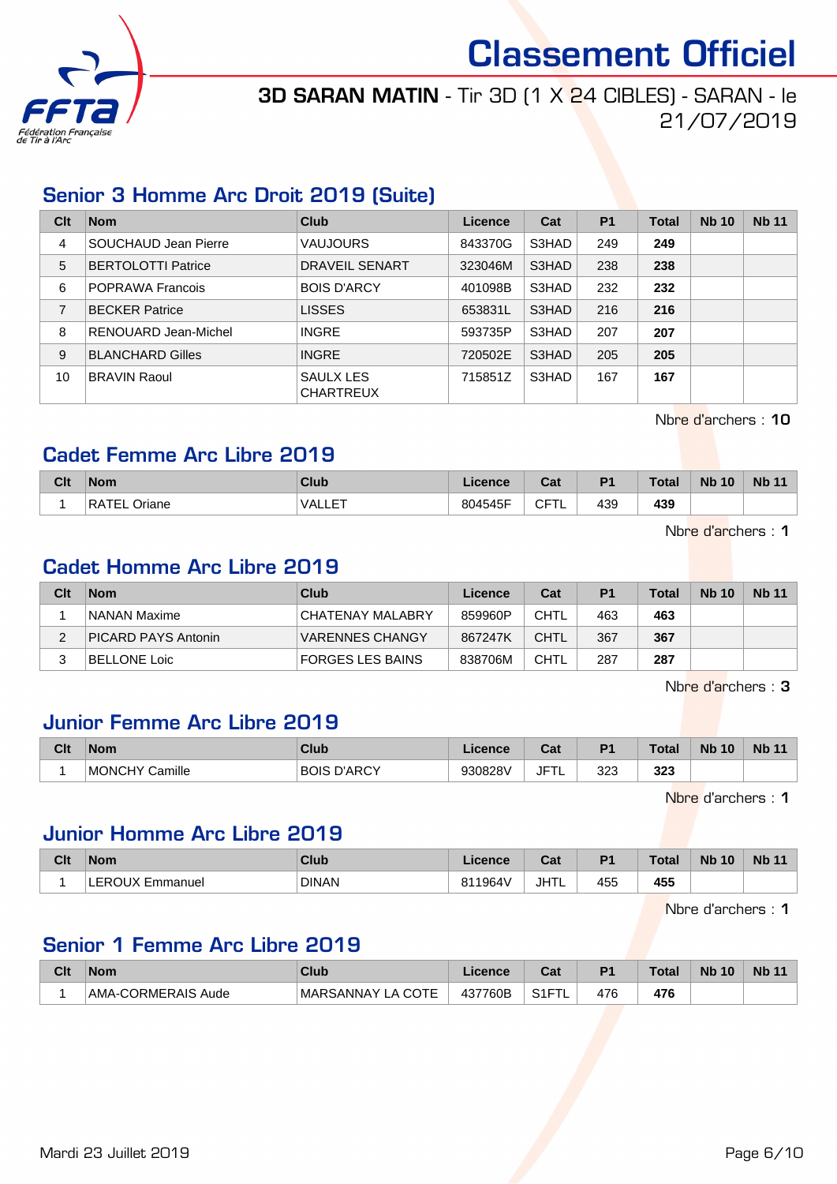# Classement Officiel

## 3D SARAN MATIN - Tir 3D (1 X 24 CIBLES) - SARAN - le 21/07/2019

### Senior 3 Homme Arc Droit 2019 (Suite)

| Clt | Nom | Club | Licence | Cat | P1 | Total | Nb 10 | Nb 11 |
|---|---|---|---|---|---|---|---|---|
| 4 | SOUCHAUD Jean Pierre | VAUJOURS | 843370G | S3HAD | 249 | **249** | | |
| 5 | BERTOLOTTI Patrice | DRAVEIL SENART | 323046M | S3HAD | 238 | **238** | | |
| 6 | POPRAWA Francois | BOIS D'ARCY | 401098B | S3HAD | 232 | **232** | | |
| 7 | BECKER Patrice | LISSES | 653831L | S3HAD | 216 | **216** | | |
| 8 | RENOUARD Jean-Michel | INGRE | 593735P | S3HAD | 207 | **207** | | |
| 9 | BLANCHARD Gilles | INGRE | 720502E | S3HAD | 205 | **205** | | |
| 10 | BRAVIN Raoul | SAULX LES CHARTREUX | 715851Z | S3HAD | 167 | **167** | | |

Nbre d'archers : **10**

### Cadet Femme Arc Libre 2019

| Clt | Nom | Club | Licence | Cat | P1 | Total | Nb 10 | Nb 11 |
|---|---|---|---|---|---|---|---|---|
| 1 | RATEL Oriane | VALLET | 804545F | CFTL | 439 | **439** | | |

Nbre d'archers : **1**

### Cadet Homme Arc Libre 2019

| Clt | Nom | Club | Licence | Cat | P1 | Total | Nb 10 | Nb 11 |
|---|---|---|---|---|---|---|---|---|
| 1 | NANAN Maxime | CHATENAY MALABRY | 859960P | CHTL | 463 | **463** | | |
| 2 | PICARD PAYS Antonin | VARENNES CHANGY | 867247K | CHTL | 367 | **367** | | |
| 3 | BELLONE Loic | FORGES LES BAINS | 838706M | CHTL | 287 | **287** | | |

Nbre d'archers : **3**

### Junior Femme Arc Libre 2019

| Clt | Nom | Club | Licence | Cat | P1 | Total | Nb 10 | Nb 11 |
|---|---|---|---|---|---|---|---|---|
| 1 | MONCHY Camille | BOIS D'ARCY | 930828V | JFTL | 323 | **323** | | |

Nbre d'archers : **1**

### Junior Homme Arc Libre 2019

| Clt | Nom | Club | Licence | Cat | P1 | Total | Nb 10 | Nb 11 |
|---|---|---|---|---|---|---|---|---|
| 1 | LEROUX Emmanuel | DINAN | 811964V | JHTL | 455 | **455** | | |

Nbre d'archers : **1**

### Senior 1 Femme Arc Libre 2019

| Clt | Nom | Club | Licence | Cat | P1 | Total | Nb 10 | Nb 11 |
|---|---|---|---|---|---|---|---|---|
| 1 | AMA-CORMERAIS Aude | MARSANNAY LA COTE | 437760B | S1FTL | 476 | **476** | | |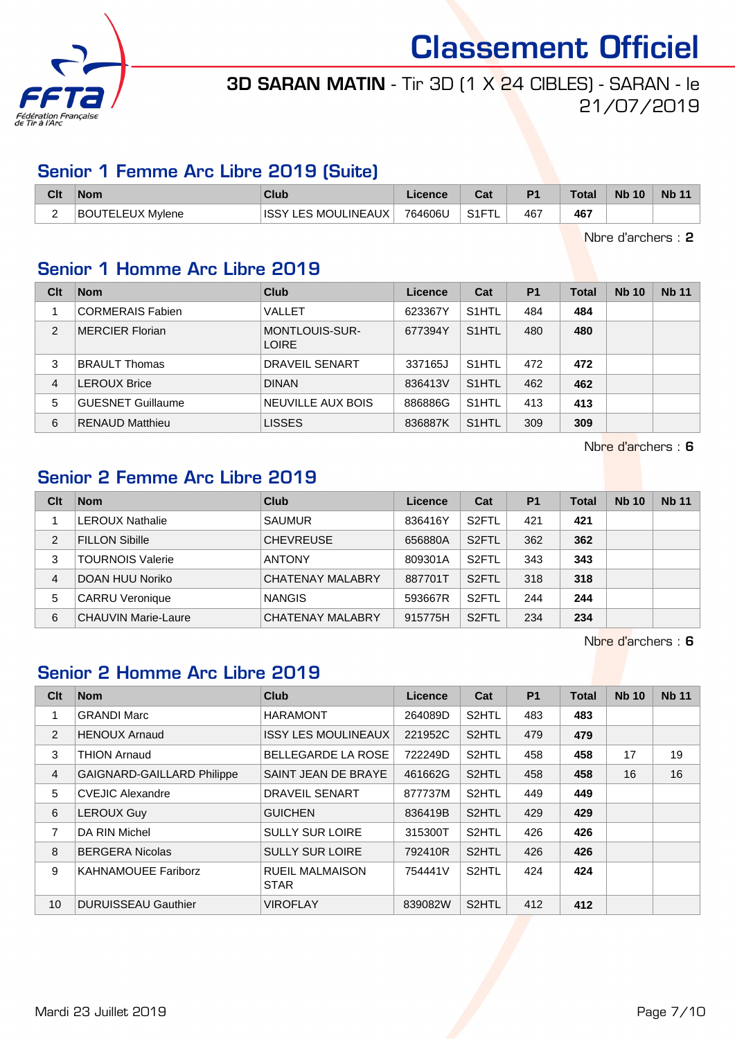# Classement Officiel

**3D SARAN MATIN** - Tir 3D (1 X 24 CIBLES) - SARAN - le 21/07/2019

## Senior 1 Femme Arc Libre 2019 (Suite)

| Clt | Nom | Club | Licence | Cat | P1 | Total | Nb 10 | Nb 11 |
|---|---|---|---|---|---|---|---|---|
| 2 | BOUTELEUX Mylene | ISSY LES MOULINEAUX | 764606U | S1FTL | 467 | **467** | | |

Nbre d'archers : **2**

## Senior 1 Homme Arc Libre 2019

| Clt | Nom | Club | Licence | Cat | P1 | Total | Nb 10 | Nb 11 |
|---|---|---|---|---|---|---|---|---|
| 1 | CORMERAIS Fabien | VALLET | 623367Y | S1HTL | 484 | **484** | | |
| 2 | MERCIER Florian | MONTLOUIS-SUR-LOIRE | 677394Y | S1HTL | 480 | **480** | | |
| 3 | BRAULT Thomas | DRAVEIL SENART | 337165J | S1HTL | 472 | **472** | | |
| 4 | LEROUX Brice | DINAN | 836413V | S1HTL | 462 | **462** | | |
| 5 | GUESNET Guillaume | NEUVILLE AUX BOIS | 886886G | S1HTL | 413 | **413** | | |
| 6 | RENAUD Matthieu | LISSES | 836887K | S1HTL | 309 | **309** | | |

Nbre d'archers : **6**

## Senior 2 Femme Arc Libre 2019

| Clt | Nom | Club | Licence | Cat | P1 | Total | Nb 10 | Nb 11 |
|---|---|---|---|---|---|---|---|---|
| 1 | LEROUX Nathalie | SAUMUR | 836416Y | S2FTL | 421 | **421** | | |
| 2 | FILLON Sibille | CHEVREUSE | 656880A | S2FTL | 362 | **362** | | |
| 3 | TOURNOIS Valerie | ANTONY | 809301A | S2FTL | 343 | **343** | | |
| 4 | DOAN HUU Noriko | CHATENAY MALABRY | 887701T | S2FTL | 318 | **318** | | |
| 5 | CARRU Veronique | NANGIS | 593667R | S2FTL | 244 | **244** | | |
| 6 | CHAUVIN Marie-Laure | CHATENAY MALABRY | 915775H | S2FTL | 234 | **234** | | |

Nbre d'archers : **6**

## Senior 2 Homme Arc Libre 2019

| Clt | Nom | Club | Licence | Cat | P1 | Total | Nb 10 | Nb 11 |
|---|---|---|---|---|---|---|---|---|
| 1 | GRANDI Marc | HARAMONT | 264089D | S2HTL | 483 | **483** | | |
| 2 | HENOUX Arnaud | ISSY LES MOULINEAUX | 221952C | S2HTL | 479 | **479** | | |
| 3 | THION Arnaud | BELLEGARDE LA ROSE | 722249D | S2HTL | 458 | **458** | 17 | 19 |
| 4 | GAIGNARD-GAILLARD Philippe | SAINT JEAN DE BRAYE | 461662G | S2HTL | 458 | **458** | 16 | 16 |
| 5 | CVEJIC Alexandre | DRAVEIL SENART | 877737M | S2HTL | 449 | **449** | | |
| 6 | LEROUX Guy | GUICHEN | 836419B | S2HTL | 429 | **429** | | |
| 7 | DA RIN Michel | SULLY SUR LOIRE | 315300T | S2HTL | 426 | **426** | | |
| 8 | BERGERA Nicolas | SULLY SUR LOIRE | 792410R | S2HTL | 426 | **426** | | |
| 9 | KAHNAMOUEE Fariborz | RUEIL MALMAISON STAR | 754441V | S2HTL | 424 | **424** | | |
| 10 | DURUISSEAU Gauthier | VIROFLAY | 839082W | S2HTL | 412 | **412** | | |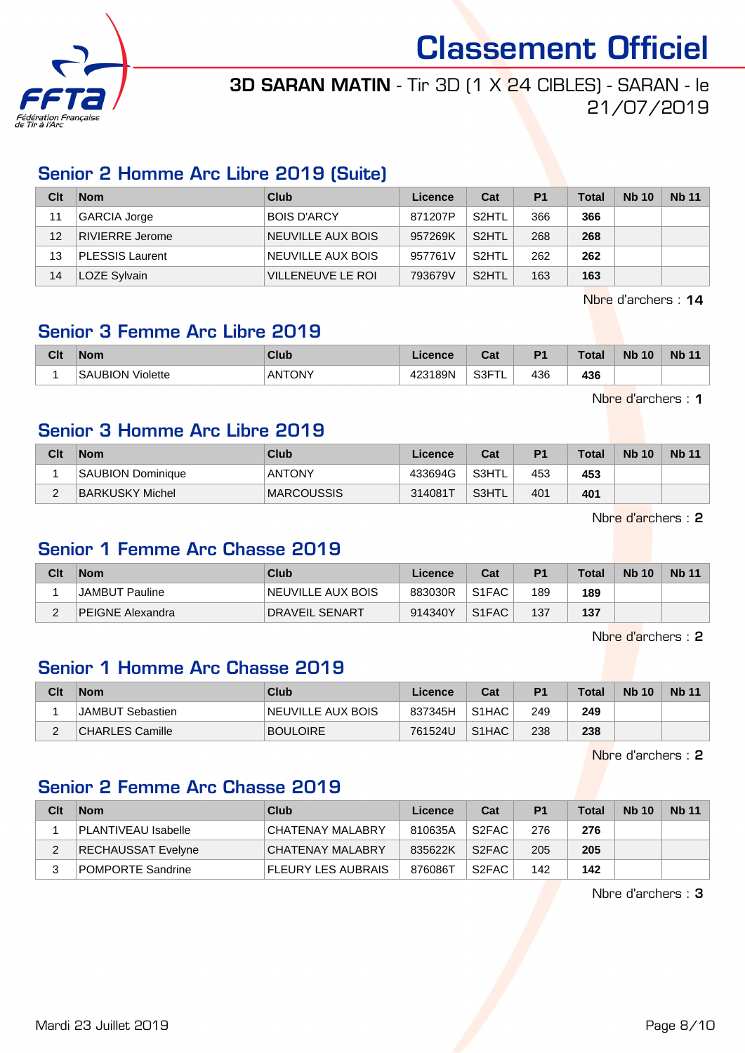# Classement Officiel

**3D SARAN MATIN** - Tir 3D (1 X 24 CIBLES) - SARAN - le 21/07/2019

## Senior 2 Homme Arc Libre 2019 (Suite)

| Clt | Nom | Club | Licence | Cat | P1 | Total | Nb 10 | Nb 11 |
|---|---|---|---|---|---|---|---|---|
| 11 | GARCIA Jorge | BOIS D'ARCY | 871207P | S2HTL | 366 | **366** | | |
| 12 | RIVIERRE Jerome | NEUVILLE AUX BOIS | 957269K | S2HTL | 268 | **268** | | |
| 13 | PLESSIS Laurent | NEUVILLE AUX BOIS | 957761V | S2HTL | 262 | **262** | | |
| 14 | LOZE Sylvain | VILLENEUVE LE ROI | 793679V | S2HTL | 163 | **163** | | |

Nbre d'archers : **14**

## Senior 3 Femme Arc Libre 2019

| Clt | Nom | Club | Licence | Cat | P1 | Total | Nb 10 | Nb 11 |
|---|---|---|---|---|---|---|---|---|
| 1 | SAUBION Violette | ANTONY | 423189N | S3FTL | 436 | **436** | | |

Nbre d'archers : **1**

## Senior 3 Homme Arc Libre 2019

| Clt | Nom | Club | Licence | Cat | P1 | Total | Nb 10 | Nb 11 |
|---|---|---|---|---|---|---|---|---|
| 1 | SAUBION Dominique | ANTONY | 433694G | S3HTL | 453 | **453** | | |
| 2 | BARKUSKY Michel | MARCOUSSIS | 314081T | S3HTL | 401 | **401** | | |

Nbre d'archers : **2**

## Senior 1 Femme Arc Chasse 2019

| Clt | Nom | Club | Licence | Cat | P1 | Total | Nb 10 | Nb 11 |
|---|---|---|---|---|---|---|---|---|
| 1 | JAMBUT Pauline | NEUVILLE AUX BOIS | 883030R | S1FAC | 189 | **189** | | |
| 2 | PEIGNE Alexandra | DRAVEIL SENART | 914340Y | S1FAC | 137 | **137** | | |

Nbre d'archers : **2**

## Senior 1 Homme Arc Chasse 2019

| Clt | Nom | Club | Licence | Cat | P1 | Total | Nb 10 | Nb 11 |
|---|---|---|---|---|---|---|---|---|
| 1 | JAMBUT Sebastien | NEUVILLE AUX BOIS | 837345H | S1HAC | 249 | **249** | | |
| 2 | CHARLES Camille | BOULOIRE | 761524U | S1HAC | 238 | **238** | | |

Nbre d'archers : **2**

## Senior 2 Femme Arc Chasse 2019

| Clt | Nom | Club | Licence | Cat | P1 | Total | Nb 10 | Nb 11 |
|---|---|---|---|---|---|---|---|---|
| 1 | PLANTIVEAU Isabelle | CHATENAY MALABRY | 810635A | S2FAC | 276 | **276** | | |
| 2 | RECHAUSSAT Evelyne | CHATENAY MALABRY | 835622K | S2FAC | 205 | **205** | | |
| 3 | POMPORTE Sandrine | FLEURY LES AUBRAIS | 876086T | S2FAC | 142 | **142** | | |

Nbre d'archers : **3**

Mardi 23 Juillet 2019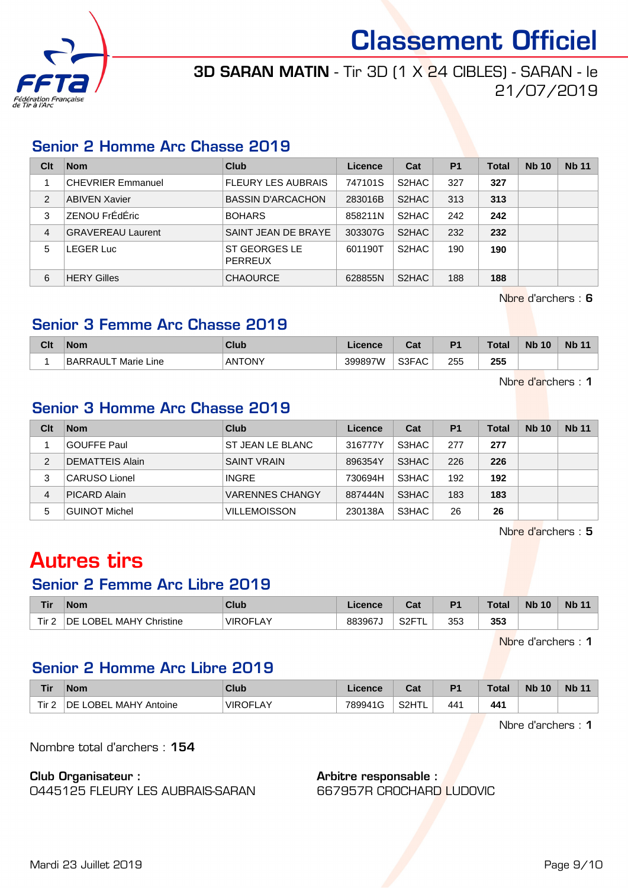# Classement Officiel

**3D SARAN MATIN** - Tir 3D (1 X 24 CIBLES) - SARAN - le 21/07/2019

## Senior 2 Homme Arc Chasse 2019

| Clt | Nom | Club | Licence | Cat | P1 | Total | Nb 10 | Nb 11 |
|---|---|---|---|---|---|---|---|---|
| 1 | CHEVRIER Emmanuel | FLEURY LES AUBRAIS | 747101S | S2HAC | 327 | **327** | | |
| 2 | ABIVEN Xavier | BASSIN D'ARCACHON | 283016B | S2HAC | 313 | **313** | | |
| 3 | ZENOU FrÉdÉric | BOHARS | 858211N | S2HAC | 242 | **242** | | |
| 4 | GRAVEREAU Laurent | SAINT JEAN DE BRAYE | 303307G | S2HAC | 232 | **232** | | |
| 5 | LEGER Luc | ST GEORGES LE PERREUX | 601190T | S2HAC | 190 | **190** | | |
| 6 | HERY Gilles | CHAOURCE | 628855N | S2HAC | 188 | **188** | | |

Nbre d'archers : **6**

## Senior 3 Femme Arc Chasse 2019

| Clt | Nom | Club | Licence | Cat | P1 | Total | Nb 10 | Nb 11 |
|---|---|---|---|---|---|---|---|---|
| 1 | BARRAULT Marie Line | ANTONY | 399897W | S3FAC | 255 | **255** | | |

Nbre d'archers : **1**

## Senior 3 Homme Arc Chasse 2019

| Clt | Nom | Club | Licence | Cat | P1 | Total | Nb 10 | Nb 11 |
|---|---|---|---|---|---|---|---|---|
| 1 | GOUFFE Paul | ST JEAN LE BLANC | 316777Y | S3HAC | 277 | **277** | | |
| 2 | DEMATTEIS Alain | SAINT VRAIN | 896354Y | S3HAC | 226 | **226** | | |
| 3 | CARUSO Lionel | INGRE | 730694H | S3HAC | 192 | **192** | | |
| 4 | PICARD Alain | VARENNES CHANGY | 887444N | S3HAC | 183 | **183** | | |
| 5 | GUINOT Michel | VILLEMOISSON | 230138A | S3HAC | 26 | **26** | | |

Nbre d'archers : **5**

# Autres tirs

## Senior 2 Femme Arc Libre 2019

| Tir | Nom | Club | Licence | Cat | P1 | Total | Nb 10 | Nb 11 |
|---|---|---|---|---|---|---|---|---|
| Tir 2 | DE LOBEL MAHY Christine | VIROFLAY | 883967J | S2FTL | 353 | **353** | | |

Nbre d'archers : **1**

## Senior 2 Homme Arc Libre 2019

| Tir | Nom | Club | Licence | Cat | P1 | Total | Nb 10 | Nb 11 |
|---|---|---|---|---|---|---|---|---|
| Tir 2 | DE LOBEL MAHY Antoine | VIROFLAY | 789941G | S2HTL | 441 | **441** | | |

Nbre d'archers : **1**

Nombre total d'archers : **154**

**Club Organisateur :**
0445125 FLEURY LES AUBRAIS-SARAN

**Arbitre responsable :**
667957R CROCHARD LUDOVIC

Mardi 23 Juillet 2019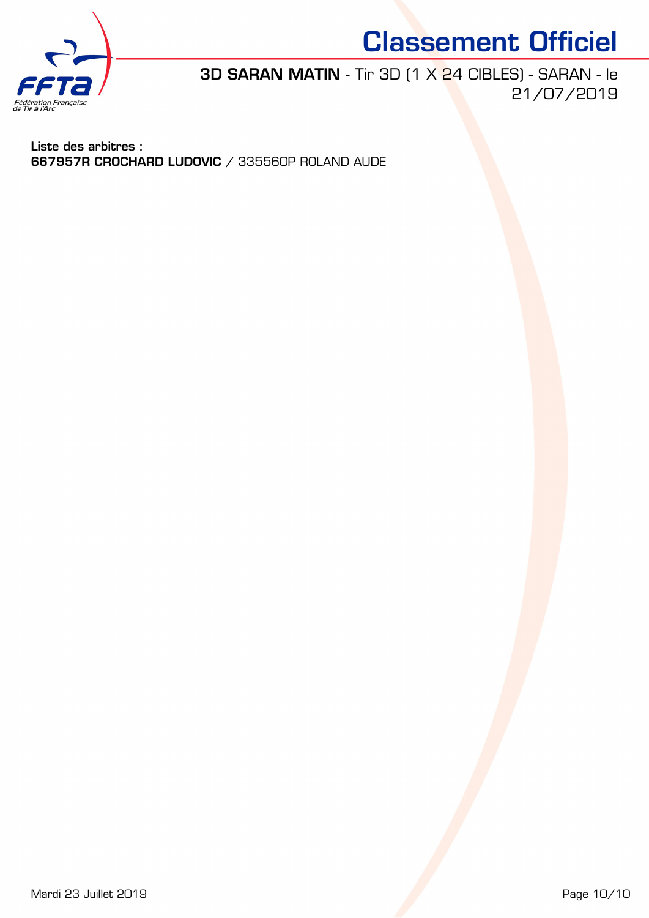# Classement Officiel

**3D SARAN MATIN** - Tir 3D (1 X 24 CIBLES) - SARAN - le 21/07/2019

**Liste des arbitres :**
**667957R CROCHARD LUDOVIC** / 335560P ROLAND AUDE

Mardi 23 Juillet 2019